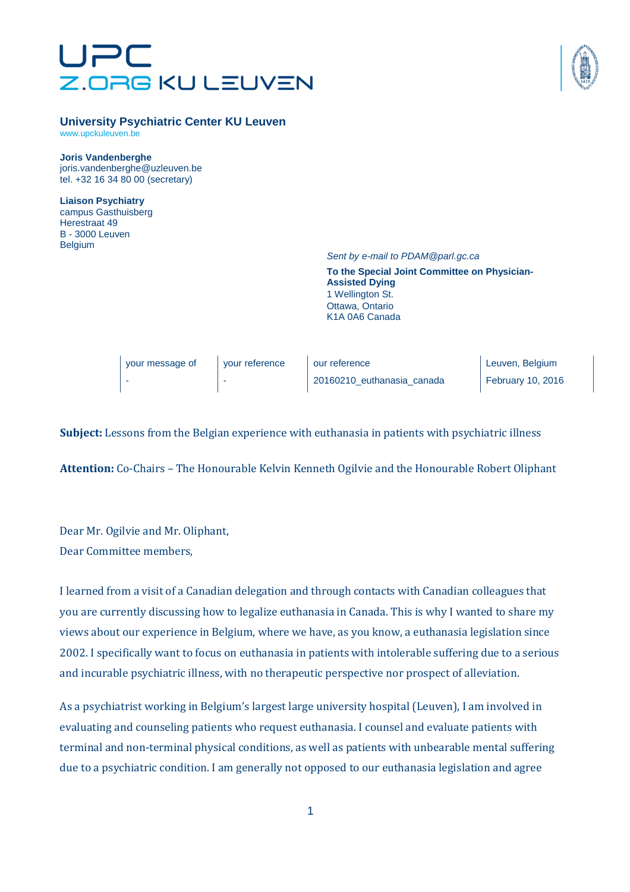UPC
Z.ORG KU LEUVEN

**University Psychiatric Center KU Leuven**
www.upckuleuven.be

**Joris Vandenberghe**
joris.vandenberghe@uzleuven.be
tel. +32 16 34 80 00 (secretary)

**Liaison Psychiatry**
campus Gasthuisberg
Herestraat 49
B - 3000 Leuven
Belgium

*Sent by e-mail to PDAM@parl.gc.ca*

**To the Special Joint Committee on Physician-Assisted Dying**
1 Wellington St.
Ottawa, Ontario
K1A 0A6 Canada

| your message of | your reference | our reference | Leuven, Belgium |
|---|---|---|---|
| - | - | 20160210_euthanasia_canada | February 10, 2016 |

**Subject:** Lessons from the Belgian experience with euthanasia in patients with psychiatric illness

**Attention:** Co-Chairs – The Honourable Kelvin Kenneth Ogilvie and the Honourable Robert Oliphant

Dear Mr. Ogilvie and Mr. Oliphant,
Dear Committee members,

I learned from a visit of a Canadian delegation and through contacts with Canadian colleagues that you are currently discussing how to legalize euthanasia in Canada. This is why I wanted to share my views about our experience in Belgium, where we have, as you know, a euthanasia legislation since 2002. I specifically want to focus on euthanasia in patients with intolerable suffering due to a serious and incurable psychiatric illness, with no therapeutic perspective nor prospect of alleviation.

As a psychiatrist working in Belgium's largest large university hospital (Leuven), I am involved in evaluating and counseling patients who request euthanasia. I counsel and evaluate patients with terminal and non-terminal physical conditions, as well as patients with unbearable mental suffering due to a psychiatric condition. I am generally not opposed to our euthanasia legislation and agree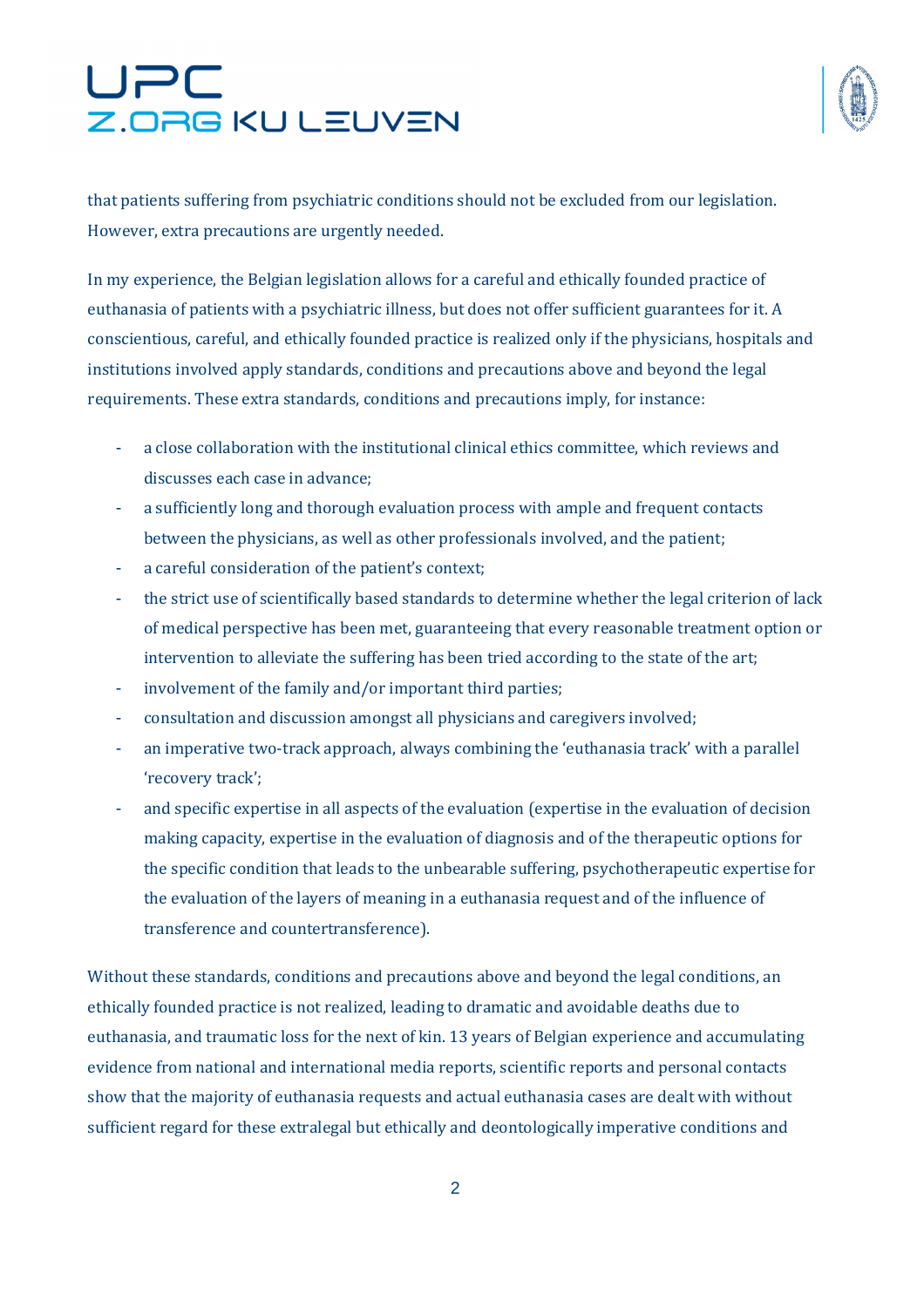that patients suffering from psychiatric conditions should not be excluded from our legislation. However, extra precautions are urgently needed.

In my experience, the Belgian legislation allows for a careful and ethically founded practice of euthanasia of patients with a psychiatric illness, but does not offer sufficient guarantees for it. A conscientious, careful, and ethically founded practice is realized only if the physicians, hospitals and institutions involved apply standards, conditions and precautions above and beyond the legal requirements. These extra standards, conditions and precautions imply, for instance:

- a close collaboration with the institutional clinical ethics committee, which reviews and discusses each case in advance;
- a sufficiently long and thorough evaluation process with ample and frequent contacts between the physicians, as well as other professionals involved, and the patient;
- a careful consideration of the patient's context;
- the strict use of scientifically based standards to determine whether the legal criterion of lack of medical perspective has been met, guaranteeing that every reasonable treatment option or intervention to alleviate the suffering has been tried according to the state of the art;
- involvement of the family and/or important third parties;
- consultation and discussion amongst all physicians and caregivers involved;
- an imperative two-track approach, always combining the 'euthanasia track' with a parallel 'recovery track';
- and specific expertise in all aspects of the evaluation (expertise in the evaluation of decision making capacity, expertise in the evaluation of diagnosis and of the therapeutic options for the specific condition that leads to the unbearable suffering, psychotherapeutic expertise for the evaluation of the layers of meaning in a euthanasia request and of the influence of transference and countertransference).

Without these standards, conditions and precautions above and beyond the legal conditions, an ethically founded practice is not realized, leading to dramatic and avoidable deaths due to euthanasia, and traumatic loss for the next of kin. 13 years of Belgian experience and accumulating evidence from national and international media reports, scientific reports and personal contacts show that the majority of euthanasia requests and actual euthanasia cases are dealt with without sufficient regard for these extralegal but ethically and deontologically imperative conditions and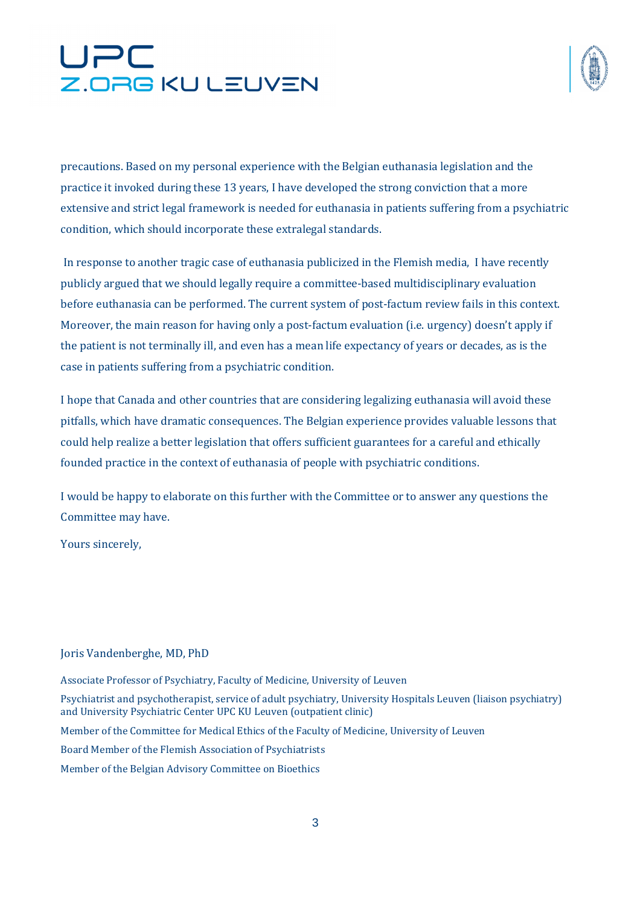precautions. Based on my personal experience with the Belgian euthanasia legislation and the practice it invoked during these 13 years, I have developed the strong conviction that a more extensive and strict legal framework is needed for euthanasia in patients suffering from a psychiatric condition, which should incorporate these extralegal standards.

In response to another tragic case of euthanasia publicized in the Flemish media, I have recently publicly argued that we should legally require a committee-based multidisciplinary evaluation before euthanasia can be performed. The current system of post-factum review fails in this context. Moreover, the main reason for having only a post-factum evaluation (i.e. urgency) doesn't apply if the patient is not terminally ill, and even has a mean life expectancy of years or decades, as is the case in patients suffering from a psychiatric condition.

I hope that Canada and other countries that are considering legalizing euthanasia will avoid these pitfalls, which have dramatic consequences. The Belgian experience provides valuable lessons that could help realize a better legislation that offers sufficient guarantees for a careful and ethically founded practice in the context of euthanasia of people with psychiatric conditions.

I would be happy to elaborate on this further with the Committee or to answer any questions the Committee may have.

Yours sincerely,

Joris Vandenberghe, MD, PhD

Associate Professor of Psychiatry, Faculty of Medicine, University of Leuven

Psychiatrist and psychotherapist, service of adult psychiatry, University Hospitals Leuven (liaison psychiatry) and University Psychiatric Center UPC KU Leuven (outpatient clinic)

Member of the Committee for Medical Ethics of the Faculty of Medicine, University of Leuven

Board Member of the Flemish Association of Psychiatrists

Member of the Belgian Advisory Committee on Bioethics